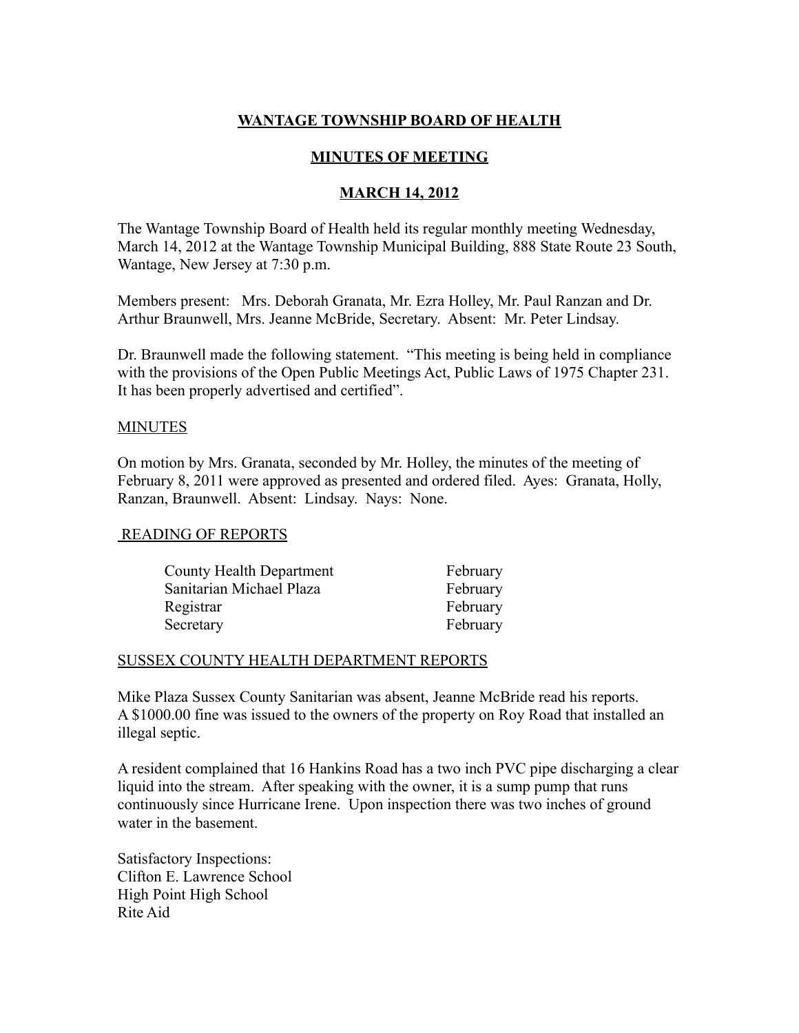# WANTAGE TOWNSHIP BOARD OF HEALTH

## MINUTES OF MEETING

## MARCH 14, 2012

The Wantage Township Board of Health held its regular monthly meeting Wednesday, March 14, 2012 at the Wantage Township Municipal Building, 888 State Route 23 South, Wantage, New Jersey at 7:30 p.m.

Members present: Mrs. Deborah Granata, Mr. Ezra Holley, Mr. Paul Ranzan and Dr. Arthur Braunwell, Mrs. Jeanne McBride, Secretary. Absent: Mr. Peter Lindsay.

Dr. Braunwell made the following statement. "This meeting is being held in compliance with the provisions of the Open Public Meetings Act, Public Laws of 1975 Chapter 231. It has been properly advertised and certified".

### MINUTES

On motion by Mrs. Granata, seconded by Mr. Holley, the minutes of the meeting of February 8, 2011 were approved as presented and ordered filed. Ayes: Granata, Holly, Ranzan, Braunwell. Absent: Lindsay. Nays: None.

### READING OF REPORTS

| | |
|---|---|
| County Health Department | February |
| Sanitarian Michael Plaza | February |
| Registrar | February |
| Secretary | February |

### SUSSEX COUNTY HEALTH DEPARTMENT REPORTS

Mike Plaza Sussex County Sanitarian was absent, Jeanne McBride read his reports. A $1000.00 fine was issued to the owners of the property on Roy Road that installed an illegal septic.

A resident complained that 16 Hankins Road has a two inch PVC pipe discharging a clear liquid into the stream. After speaking with the owner, it is a sump pump that runs continuously since Hurricane Irene. Upon inspection there was two inches of ground water in the basement.

Satisfactory Inspections:
Clifton E. Lawrence School
High Point High School
Rite Aid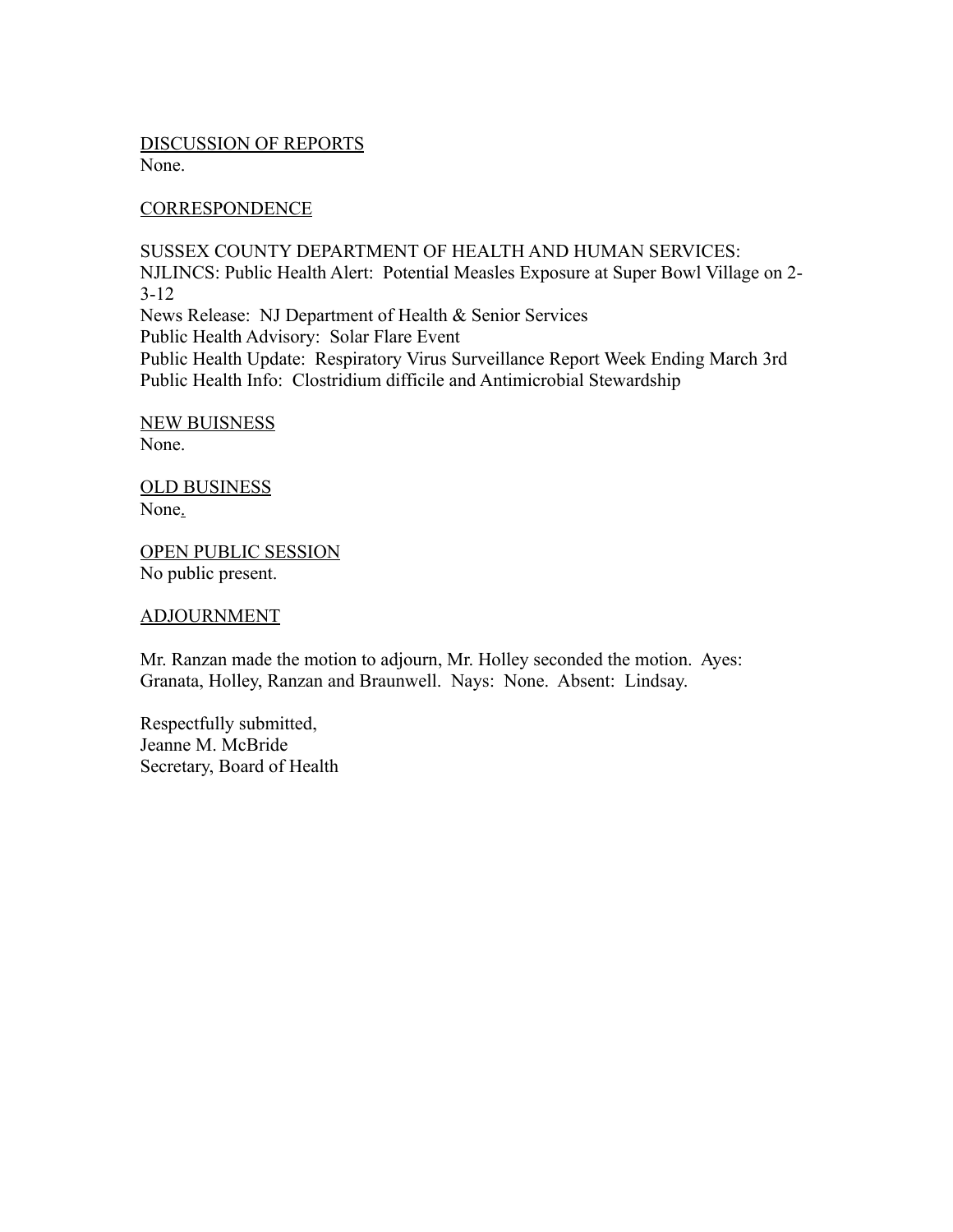DISCUSSION OF REPORTS
None.

CORRESPONDENCE

SUSSEX COUNTY DEPARTMENT OF HEALTH AND HUMAN SERVICES:
NJLINCS: Public Health Alert: Potential Measles Exposure at Super Bowl Village on 2-3-12
News Release: NJ Department of Health & Senior Services
Public Health Advisory: Solar Flare Event
Public Health Update: Respiratory Virus Surveillance Report Week Ending March 3rd
Public Health Info: Clostridium difficile and Antimicrobial Stewardship

NEW BUISNESS
None.

OLD BUSINESS
None.

OPEN PUBLIC SESSION
No public present.

ADJOURNMENT

Mr. Ranzan made the motion to adjourn, Mr. Holley seconded the motion. Ayes: Granata, Holley, Ranzan and Braunwell. Nays: None. Absent: Lindsay.

Respectfully submitted,
Jeanne M. McBride
Secretary, Board of Health